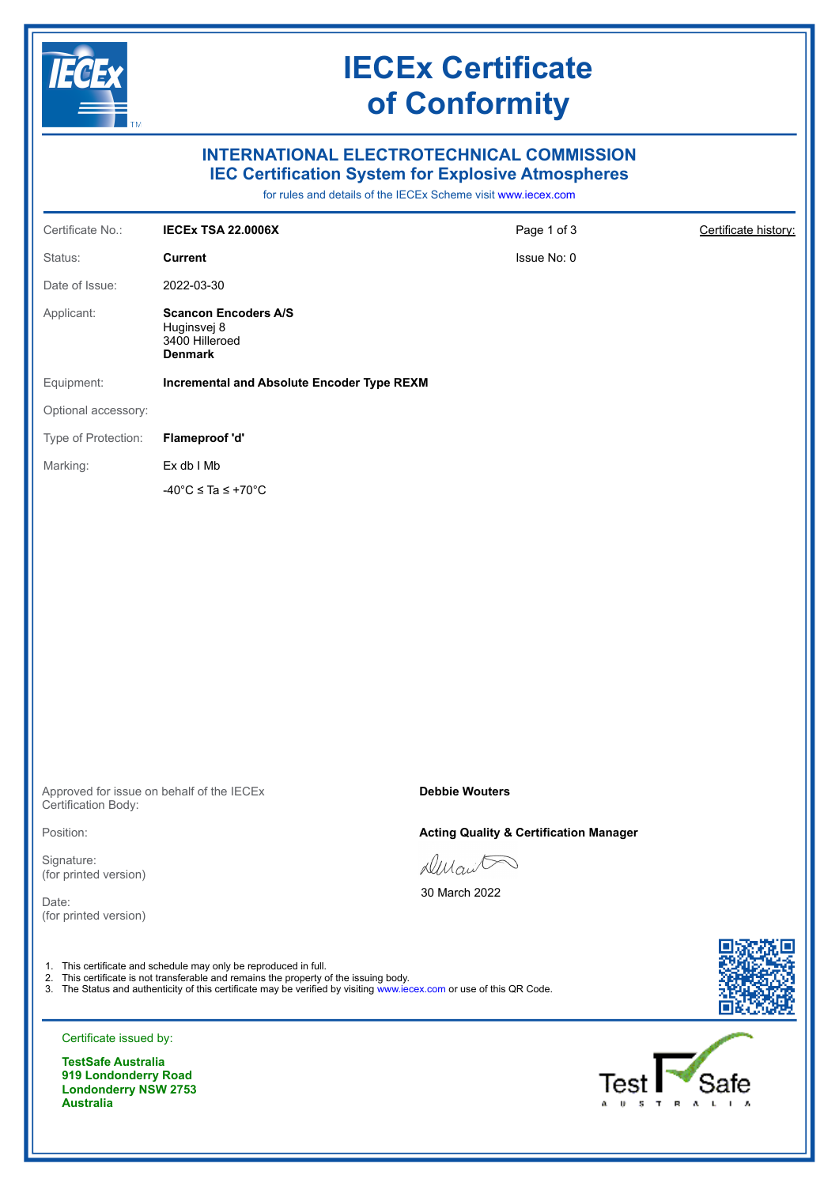# IECEx Certificate of Conformity

## INTERNATIONAL ELECTROTECHNICAL COMMISSION
## IEC Certification System for Explosive Atmospheres

for rules and details of the IECEx Scheme visit www.iecex.com

| | | | |
|---|---|---|---|
| Certificate No.: | **IECEx TSA 22.0006X** | Page 1 of 3 | Certificate history: |
| Status: | **Current** | Issue No: 0 | |
| Date of Issue: | 2022-03-30 | | |
| Applicant: | **Scancon Encoders A/S**<br>Huginsvej 8<br>3400 Hilleroed<br>**Denmark** | | |
| Equipment: | **Incremental and Absolute Encoder Type REXM** | | |
| Optional accessory: | | | |
| Type of Protection: | **Flameproof 'd'** | | |
| Marking: | Ex db I Mb<br>-40°C ≤ Ta ≤ +70°C | | |

| | |
|---|---|
| Approved for issue on behalf of the IECEx Certification Body: | **Debbie Wouters** |
| Position: | **Acting Quality & Certification Manager** |
| Signature: (for printed version) | |
| Date: (for printed version) | 30 March 2022 |

1. This certificate and schedule may only be reproduced in full.
2. This certificate is not transferable and remains the property of the issuing body.
3. The Status and authenticity of this certificate may be verified by visiting www.iecex.com or use of this QR Code.

Certificate issued by:

**TestSafe Australia**
**919 Londonderry Road**
**Londonderry NSW 2753**
**Australia**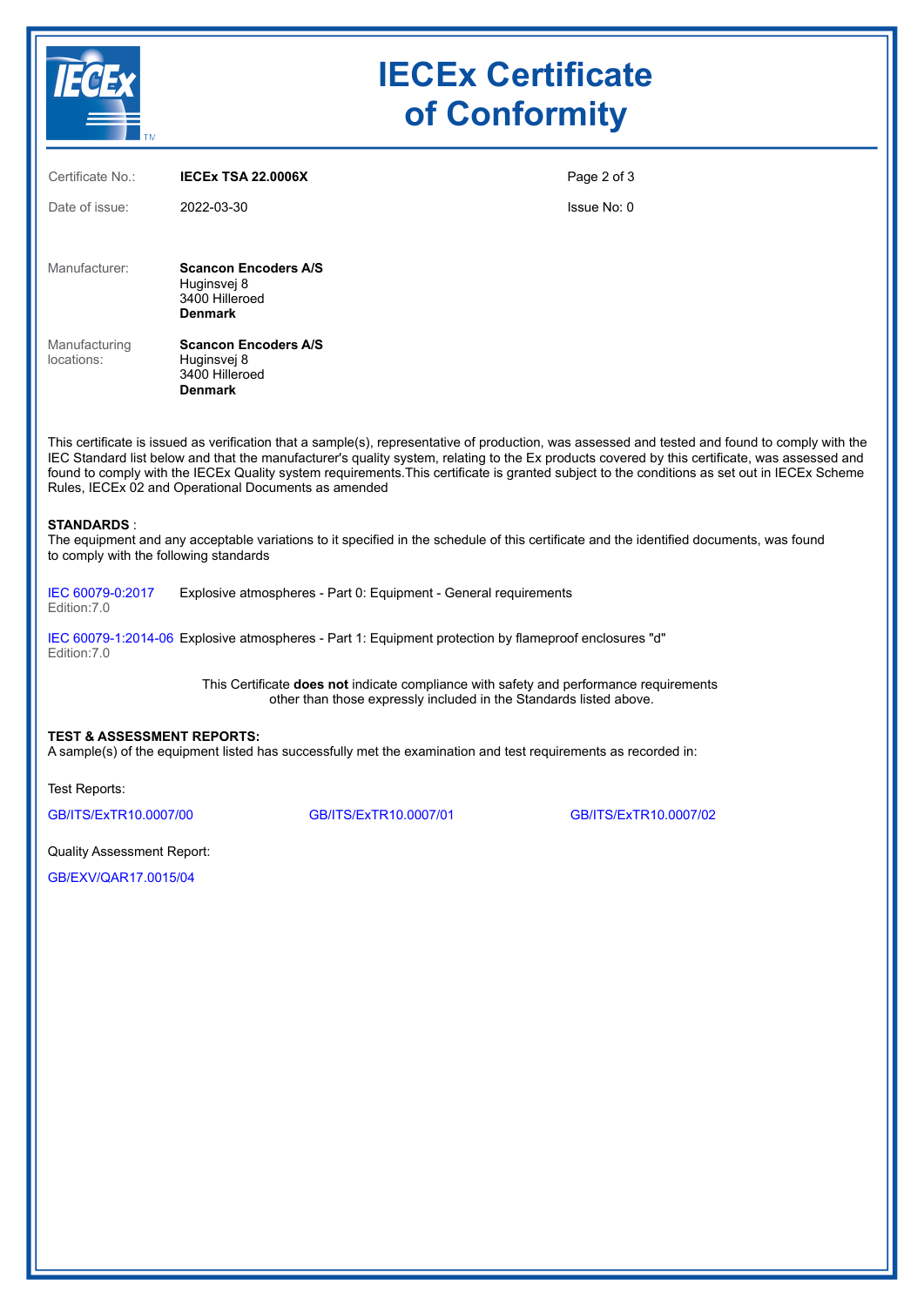# IECEx Certificate of Conformity

| | | | |
|---|---|---|---|
| Certificate No.: | **IECEx TSA 22.0006X** | | |
| Date of issue: | 2022-03-30 | | Issue No: 0 |

Manufacturer:

**Scancon Encoders A/S**
Huginsvej 8
3400 Hilleroed
**Denmark**

Manufacturing locations:

**Scancon Encoders A/S**
Huginsvej 8
3400 Hilleroed
**Denmark**

This certificate is issued as verification that a sample(s), representative of production, was assessed and tested and found to comply with the IEC Standard list below and that the manufacturer's quality system, relating to the Ex products covered by this certificate, was assessed and found to comply with the IECEx Quality system requirements.This certificate is granted subject to the conditions as set out in IECEx Scheme Rules, IECEx 02 and Operational Documents as amended

**STANDARDS** :
The equipment and any acceptable variations to it specified in the schedule of this certificate and the identified documents, was found to comply with the following standards

IEC 60079-0:2017 Edition:7.0 — Explosive atmospheres - Part 0: Equipment - General requirements

IEC 60079-1:2014-06 Edition:7.0 — Explosive atmospheres - Part 1: Equipment protection by flameproof enclosures "d"

This Certificate **does not** indicate compliance with safety and performance requirements other than those expressly included in the Standards listed above.

**TEST & ASSESSMENT REPORTS:**
A sample(s) of the equipment listed has successfully met the examination and test requirements as recorded in:

Test Reports:

GB/ITS/ExTR10.0007/00　　GB/ITS/ExTR10.0007/01　　GB/ITS/ExTR10.0007/02

Quality Assessment Report:

GB/EXV/QAR17.0015/04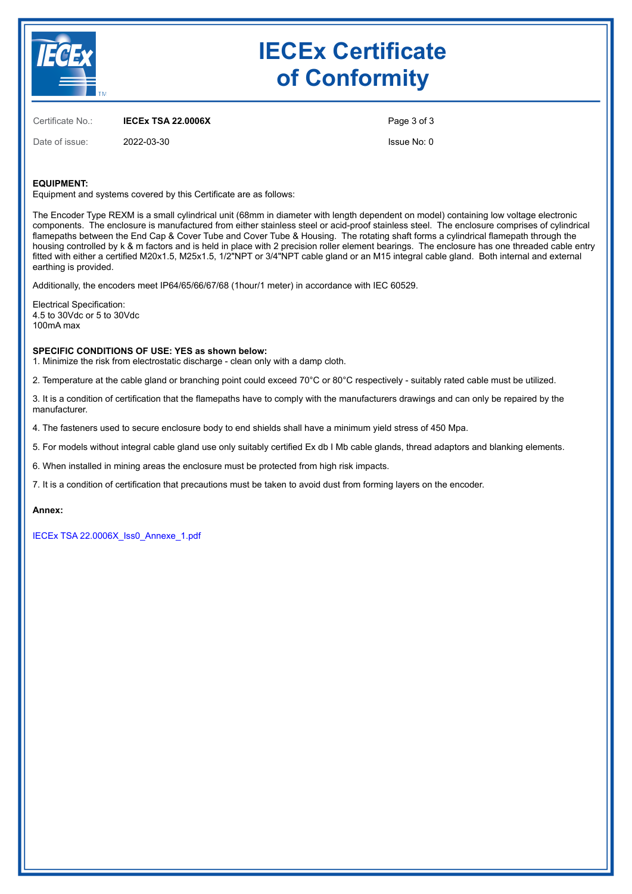# IECEx Certificate of Conformity

Certificate No.: **IECEx TSA 22.0006X**

Date of issue: 2022-03-30

Issue No: 0

**EQUIPMENT:**
Equipment and systems covered by this Certificate are as follows:

The Encoder Type REXM is a small cylindrical unit (68mm in diameter with length dependent on model) containing low voltage electronic components. The enclosure is manufactured from either stainless steel or acid-proof stainless steel. The enclosure comprises of cylindrical flamepaths between the End Cap & Cover Tube and Cover Tube & Housing. The rotating shaft forms a cylindrical flamepath through the housing controlled by k & m factors and is held in place with 2 precision roller element bearings. The enclosure has one threaded cable entry fitted with either a certified M20x1.5, M25x1.5, 1/2"NPT or 3/4"NPT cable gland or an M15 integral cable gland. Both internal and external earthing is provided.

Additionally, the encoders meet IP64/65/66/67/68 (1hour/1 meter) in accordance with IEC 60529.

Electrical Specification:
4.5 to 30Vdc or 5 to 30Vdc
100mA max

**SPECIFIC CONDITIONS OF USE: YES as shown below:**

1. Minimize the risk from electrostatic discharge - clean only with a damp cloth.

2. Temperature at the cable gland or branching point could exceed 70°C or 80°C respectively - suitably rated cable must be utilized.

3. It is a condition of certification that the flamepaths have to comply with the manufacturers drawings and can only be repaired by the manufacturer.

4. The fasteners used to secure enclosure body to end shields shall have a minimum yield stress of 450 Mpa.

5. For models without integral cable gland use only suitably certified Ex db I Mb cable glands, thread adaptors and blanking elements.

6. When installed in mining areas the enclosure must be protected from high risk impacts.

7. It is a condition of certification that precautions must be taken to avoid dust from forming layers on the encoder.

**Annex:**

IECEx TSA 22.0006X_Iss0_Annexe_1.pdf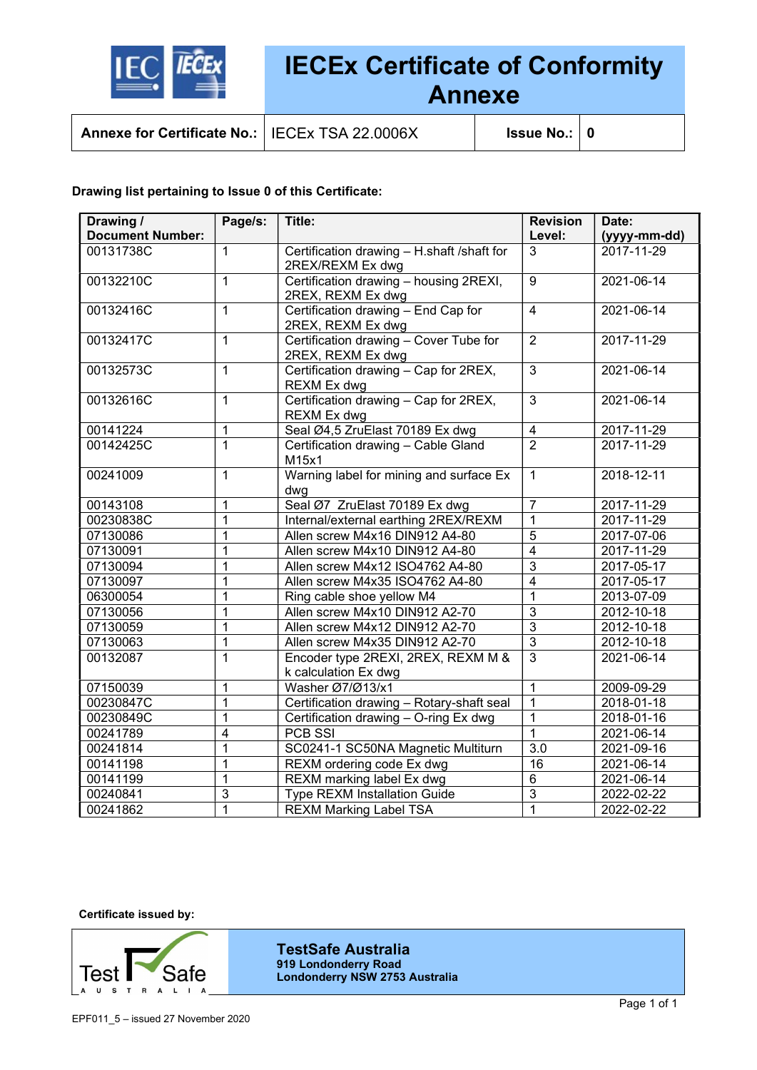# IECEx Certificate of Conformity Annexe

| Annexe for Certificate No.: | IECEx TSA 22.0006X | Issue No.: | 0 |
|---|---|---|---|

**Drawing list pertaining to Issue 0 of this Certificate:**

| Drawing / Document Number: | Page/s: | Title: | Revision Level: | Date: (yyyy-mm-dd) |
|---|---|---|---|---|
| 00131738C | 1 | Certification drawing – H.shaft /shaft for 2REX/REXM Ex dwg | 3 | 2017-11-29 |
| 00132210C | 1 | Certification drawing – housing 2REXI, 2REX, REXM Ex dwg | 9 | 2021-06-14 |
| 00132416C | 1 | Certification drawing – End Cap for 2REX, REXM Ex dwg | 4 | 2021-06-14 |
| 00132417C | 1 | Certification drawing – Cover Tube for 2REX, REXM Ex dwg | 2 | 2017-11-29 |
| 00132573C | 1 | Certification drawing – Cap for 2REX, REXM Ex dwg | 3 | 2021-06-14 |
| 00132616C | 1 | Certification drawing – Cap for 2REX, REXM Ex dwg | 3 | 2021-06-14 |
| 00141224 | 1 | Seal Ø4,5 ZruElast 70189 Ex dwg | 4 | 2017-11-29 |
| 00142425C | 1 | Certification drawing – Cable Gland M15x1 | 2 | 2017-11-29 |
| 00241009 | 1 | Warning label for mining and surface Ex dwg | 1 | 2018-12-11 |
| 00143108 | 1 | Seal Ø7 ZruElast 70189 Ex dwg | 7 | 2017-11-29 |
| 00230838C | 1 | Internal/external earthing 2REX/REXM | 1 | 2017-11-29 |
| 07130086 | 1 | Allen screw M4x16 DIN912 A4-80 | 5 | 2017-07-06 |
| 07130091 | 1 | Allen screw M4x10 DIN912 A4-80 | 4 | 2017-11-29 |
| 07130094 | 1 | Allen screw M4x12 ISO4762 A4-80 | 3 | 2017-05-17 |
| 07130097 | 1 | Allen screw M4x35 ISO4762 A4-80 | 4 | 2017-05-17 |
| 06300054 | 1 | Ring cable shoe yellow M4 | 1 | 2013-07-09 |
| 07130056 | 1 | Allen screw M4x10 DIN912 A2-70 | 3 | 2012-10-18 |
| 07130059 | 1 | Allen screw M4x12 DIN912 A2-70 | 3 | 2012-10-18 |
| 07130063 | 1 | Allen screw M4x35 DIN912 A2-70 | 3 | 2012-10-18 |
| 00132087 | 1 | Encoder type 2REXI, 2REX, REXM M & k calculation Ex dwg | 3 | 2021-06-14 |
| 07150039 | 1 | Washer Ø7/Ø13/x1 | 1 | 2009-09-29 |
| 00230847C | 1 | Certification drawing – Rotary-shaft seal | 1 | 2018-01-18 |
| 00230849C | 1 | Certification drawing – O-ring Ex dwg | 1 | 2018-01-16 |
| 00241789 | 4 | PCB SSI | 1 | 2021-06-14 |
| 00241814 | 1 | SC0241-1 SC50NA Magnetic Multiturn | 3.0 | 2021-09-16 |
| 00141198 | 1 | REXM ordering code Ex dwg | 16 | 2021-06-14 |
| 00141199 | 1 | REXM marking label Ex dwg | 6 | 2021-06-14 |
| 00240841 | 3 | Type REXM Installation Guide | 3 | 2022-02-22 |
| 00241862 | 1 | REXM Marking Label TSA | 1 | 2022-02-22 |

**Certificate issued by:**

**TestSafe Australia**
**919 Londonderry Road**
**Londonderry NSW 2753 Australia**

EPF011_5 – issued 27 November 2020